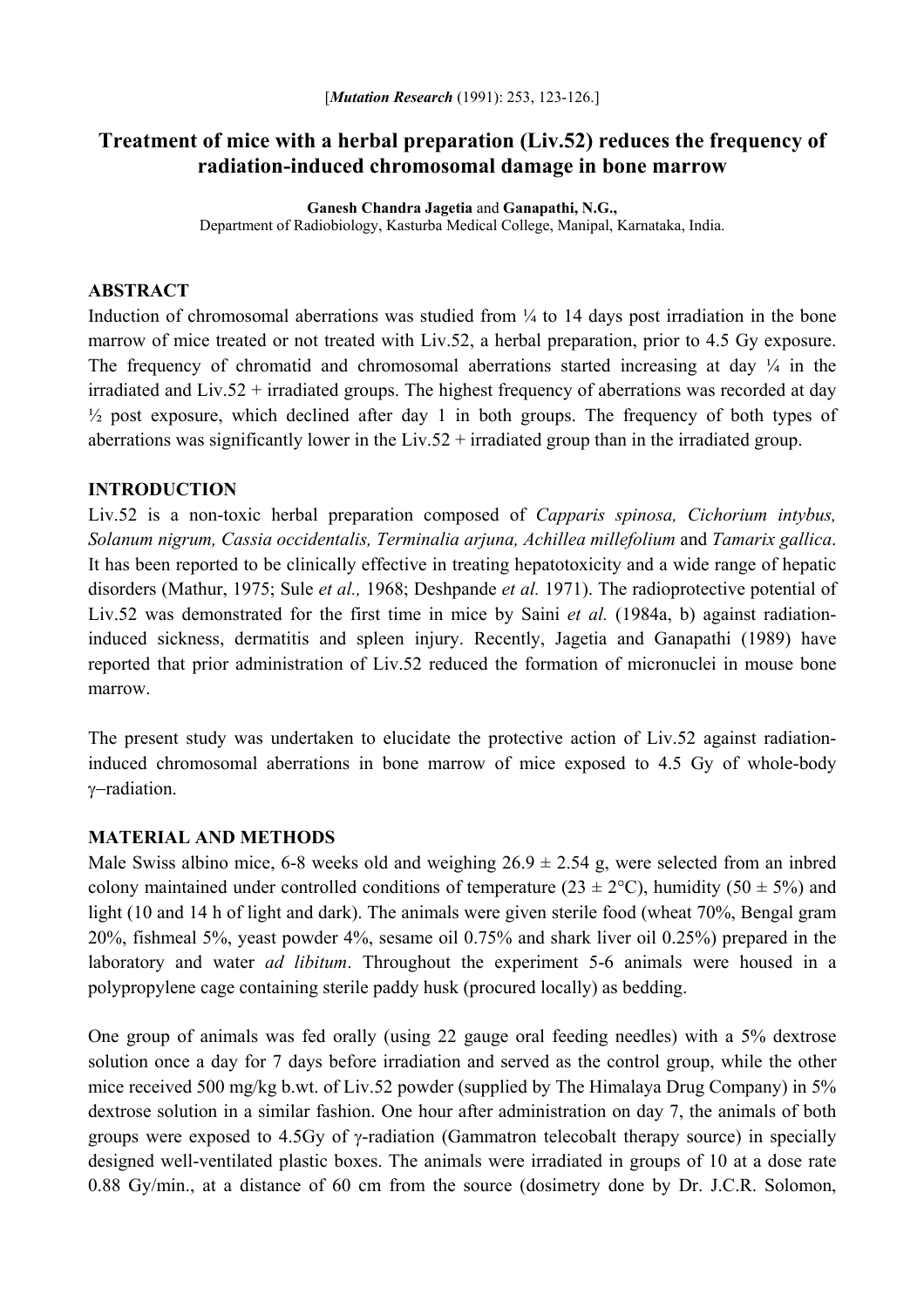[*Mutation Research* (1991): 253, 123-126.]

# Treatment of mice with a herbal preparation (Liv.52) reduces the frequency of radiation-induced chromosomal damage in bone marrow

**Ganesh Chandra Jagetia** and **Ganapathi, N.G.,**
Department of Radiobiology, Kasturba Medical College, Manipal, Karnataka, India.

## ABSTRACT

Induction of chromosomal aberrations was studied from ¼ to 14 days post irradiation in the bone marrow of mice treated or not treated with Liv.52, a herbal preparation, prior to 4.5 Gy exposure. The frequency of chromatid and chromosomal aberrations started increasing at day ¼ in the irradiated and Liv.52 + irradiated groups. The highest frequency of aberrations was recorded at day ½ post exposure, which declined after day 1 in both groups. The frequency of both types of aberrations was significantly lower in the Liv.52 + irradiated group than in the irradiated group.

## INTRODUCTION

Liv.52 is a non-toxic herbal preparation composed of *Capparis spinosa, Cichorium intybus, Solanum nigrum, Cassia occidentalis, Terminalia arjuna, Achillea millefolium* and *Tamarix gallica*. It has been reported to be clinically effective in treating hepatotoxicity and a wide range of hepatic disorders (Mathur, 1975; Sule *et al.,* 1968; Deshpande *et al.* 1971). The radioprotective potential of Liv.52 was demonstrated for the first time in mice by Saini *et al.* (1984a, b) against radiation-induced sickness, dermatitis and spleen injury. Recently, Jagetia and Ganapathi (1989) have reported that prior administration of Liv.52 reduced the formation of micronuclei in mouse bone marrow.

The present study was undertaken to elucidate the protective action of Liv.52 against radiation-induced chromosomal aberrations in bone marrow of mice exposed to 4.5 Gy of whole-body $\gamma$–radiation.

## MATERIAL AND METHODS

Male Swiss albino mice, 6-8 weeks old and weighing 26.9 ± 2.54 g, were selected from an inbred colony maintained under controlled conditions of temperature (23 ± 2°C), humidity (50 ± 5%) and light (10 and 14 h of light and dark). The animals were given sterile food (wheat 70%, Bengal gram 20%, fishmeal 5%, yeast powder 4%, sesame oil 0.75% and shark liver oil 0.25%) prepared in the laboratory and water *ad libitum*. Throughout the experiment 5-6 animals were housed in a polypropylene cage containing sterile paddy husk (procured locally) as bedding.

One group of animals was fed orally (using 22 gauge oral feeding needles) with a 5% dextrose solution once a day for 7 days before irradiation and served as the control group, while the other mice received 500 mg/kg b.wt. of Liv.52 powder (supplied by The Himalaya Drug Company) in 5% dextrose solution in a similar fashion. One hour after administration on day 7, the animals of both groups were exposed to 4.5Gy of $\gamma$-radiation (Gammatron telecobalt therapy source) in specially designed well-ventilated plastic boxes. The animals were irradiated in groups of 10 at a dose rate 0.88 Gy/min., at a distance of 60 cm from the source (dosimetry done by Dr. J.C.R. Solomon,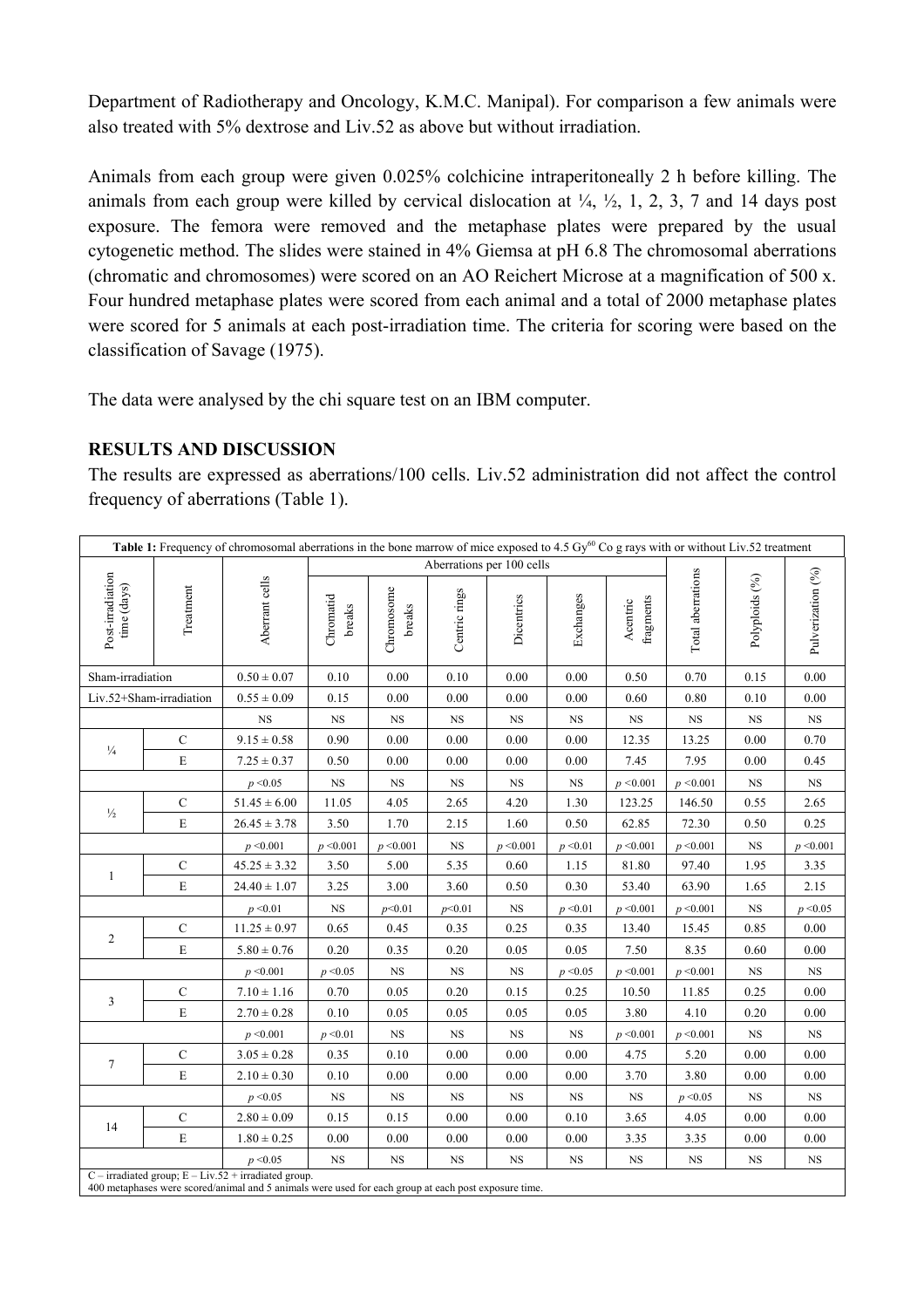Department of Radiotherapy and Oncology, K.M.C. Manipal). For comparison a few animals were also treated with 5% dextrose and Liv.52 as above but without irradiation.

Animals from each group were given 0.025% colchicine intraperitoneally 2 h before killing. The animals from each group were killed by cervical dislocation at ¼, ½, 1, 2, 3, 7 and 14 days post exposure. The femora were removed and the metaphase plates were prepared by the usual cytogenetic method. The slides were stained in 4% Giemsa at pH 6.8 The chromosomal aberrations (chromatic and chromosomes) were scored on an AO Reichert Microse at a magnification of 500 x. Four hundred metaphase plates were scored from each animal and a total of 2000 metaphase plates were scored for 5 animals at each post-irradiation time. The criteria for scoring were based on the classification of Savage (1975).

The data were analysed by the chi square test on an IBM computer.

## RESULTS AND DISCUSSION

The results are expressed as aberrations/100 cells. Liv.52 administration did not affect the control frequency of aberrations (Table 1).

**Table 1:** Frequency of chromosomal aberrations in the bone marrow of mice exposed to 4.5 Gy$^{60}$Co g rays with or without Liv.52 treatment

| Post-irradiation time (days) | Treatment | Aberrant cells | Aberrations per 100 cells | | | | | | Total aberrations | Polyploids (%) | Pulverization (%) |
|---|---|---|---|---|---|---|---|---|---|---|---|
| | | | Chromatid breaks | Chromosome breaks | Centric rings | Dicentrics | Exchanges | Acentric fragments | | | |
| Sham-irradiation | | 0.50 ± 0.07 | 0.10 | 0.00 | 0.10 | 0.00 | 0.00 | 0.50 | 0.70 | 0.15 | 0.00 |
| Liv.52+Sham-irradiation | | 0.55 ± 0.09 | 0.15 | 0.00 | 0.00 | 0.00 | 0.00 | 0.60 | 0.80 | 0.10 | 0.00 |
| | | NS | NS | NS | NS | NS | NS | NS | NS | NS | NS |
| ¼ | C | 9.15 ± 0.58 | 0.90 | 0.00 | 0.00 | 0.00 | 0.00 | 12.35 | 13.25 | 0.00 | 0.70 |
| | E | 7.25 ± 0.37 | 0.50 | 0.00 | 0.00 | 0.00 | 0.00 | 7.45 | 7.95 | 0.00 | 0.45 |
| | | $p < 0.05$ | NS | NS | NS | NS | NS | $p < 0.001$ | $p < 0.001$ | NS | NS |
| ½ | C | 51.45 ± 6.00 | 11.05 | 4.05 | 2.65 | 4.20 | 1.30 | 123.25 | 146.50 | 0.55 | 2.65 |
| | E | 26.45 ± 3.78 | 3.50 | 1.70 | 2.15 | 1.60 | 0.50 | 62.85 | 72.30 | 0.50 | 0.25 |
| | | $p < 0.001$ | $p < 0.001$ | $p < 0.001$ | NS | $p < 0.001$ | $p < 0.01$ | $p < 0.001$ | $p < 0.001$ | NS | $p < 0.001$ |
| 1 | C | 45.25 ± 3.32 | 3.50 | 5.00 | 5.35 | 0.60 | 1.15 | 81.80 | 97.40 | 1.95 | 3.35 |
| | E | 24.40 ± 1.07 | 3.25 | 3.00 | 3.60 | 0.50 | 0.30 | 53.40 | 63.90 | 1.65 | 2.15 |
| | | $p < 0.01$ | NS | $p < 0.01$ | $p < 0.01$ | NS | $p < 0.01$ | $p < 0.001$ | $p < 0.001$ | NS | $p < 0.05$ |
| 2 | C | 11.25 ± 0.97 | 0.65 | 0.45 | 0.35 | 0.25 | 0.35 | 13.40 | 15.45 | 0.85 | 0.00 |
| | E | 5.80 ± 0.76 | 0.20 | 0.35 | 0.20 | 0.05 | 0.05 | 7.50 | 8.35 | 0.60 | 0.00 |
| | | $p < 0.001$ | $p < 0.05$ | NS | NS | NS | $p < 0.05$ | $p < 0.001$ | $p < 0.001$ | NS | NS |
| 3 | C | 7.10 ± 1.16 | 0.70 | 0.05 | 0.20 | 0.15 | 0.25 | 10.50 | 11.85 | 0.25 | 0.00 |
| | E | 2.70 ± 0.28 | 0.10 | 0.05 | 0.05 | 0.05 | 0.05 | 3.80 | 4.10 | 0.20 | 0.00 |
| | | $p < 0.001$ | $p < 0.01$ | NS | NS | NS | NS | $p < 0.001$ | $p < 0.001$ | NS | NS |
| 7 | C | 3.05 ± 0.28 | 0.35 | 0.10 | 0.00 | 0.00 | 0.00 | 4.75 | 5.20 | 0.00 | 0.00 |
| | E | 2.10 ± 0.30 | 0.10 | 0.00 | 0.00 | 0.00 | 0.00 | 3.70 | 3.80 | 0.00 | 0.00 |
| | | $p < 0.05$ | NS | NS | NS | NS | NS | NS | $p < 0.05$ | NS | NS |
| 14 | C | 2.80 ± 0.09 | 0.15 | 0.15 | 0.00 | 0.00 | 0.10 | 3.65 | 4.05 | 0.00 | 0.00 |
| | E | 1.80 ± 0.25 | 0.00 | 0.00 | 0.00 | 0.00 | 0.00 | 3.35 | 3.35 | 0.00 | 0.00 |
| | | $p < 0.05$ | NS | NS | NS | NS | NS | NS | NS | NS | NS |

C – irradiated group; E – Liv.52 + irradiated group.
400 metaphases were scored/animal and 5 animals were used for each group at each post exposure time.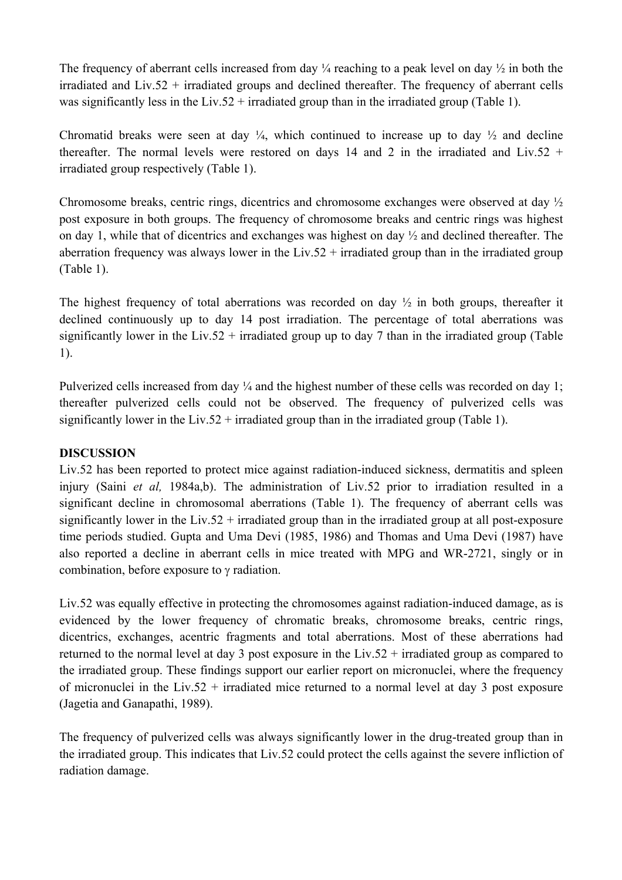The frequency of aberrant cells increased from day ¼ reaching to a peak level on day ½ in both the irradiated and Liv.52 + irradiated groups and declined thereafter. The frequency of aberrant cells was significantly less in the Liv.52 + irradiated group than in the irradiated group (Table 1).

Chromatid breaks were seen at day ¼, which continued to increase up to day ½ and decline thereafter. The normal levels were restored on days 14 and 2 in the irradiated and Liv.52 + irradiated group respectively (Table 1).

Chromosome breaks, centric rings, dicentrics and chromosome exchanges were observed at day ½ post exposure in both groups. The frequency of chromosome breaks and centric rings was highest on day 1, while that of dicentrics and exchanges was highest on day ½ and declined thereafter. The aberration frequency was always lower in the Liv.52 + irradiated group than in the irradiated group (Table 1).

The highest frequency of total aberrations was recorded on day ½ in both groups, thereafter it declined continuously up to day 14 post irradiation. The percentage of total aberrations was significantly lower in the Liv.52 + irradiated group up to day 7 than in the irradiated group (Table 1).

Pulverized cells increased from day ¼ and the highest number of these cells was recorded on day 1; thereafter pulverized cells could not be observed. The frequency of pulverized cells was significantly lower in the Liv.52 + irradiated group than in the irradiated group (Table 1).

## DISCUSSION

Liv.52 has been reported to protect mice against radiation-induced sickness, dermatitis and spleen injury (Saini *et al,* 1984a,b). The administration of Liv.52 prior to irradiation resulted in a significant decline in chromosomal aberrations (Table 1). The frequency of aberrant cells was significantly lower in the Liv.52 + irradiated group than in the irradiated group at all post-exposure time periods studied. Gupta and Uma Devi (1985, 1986) and Thomas and Uma Devi (1987) have also reported a decline in aberrant cells in mice treated with MPG and WR-2721, singly or in combination, before exposure to $\gamma$ radiation.

Liv.52 was equally effective in protecting the chromosomes against radiation-induced damage, as is evidenced by the lower frequency of chromatic breaks, chromosome breaks, centric rings, dicentrics, exchanges, acentric fragments and total aberrations. Most of these aberrations had returned to the normal level at day 3 post exposure in the Liv.52 + irradiated group as compared to the irradiated group. These findings support our earlier report on micronuclei, where the frequency of micronuclei in the Liv.52 + irradiated mice returned to a normal level at day 3 post exposure (Jagetia and Ganapathi, 1989).

The frequency of pulverized cells was always significantly lower in the drug-treated group than in the irradiated group. This indicates that Liv.52 could protect the cells against the severe infliction of radiation damage.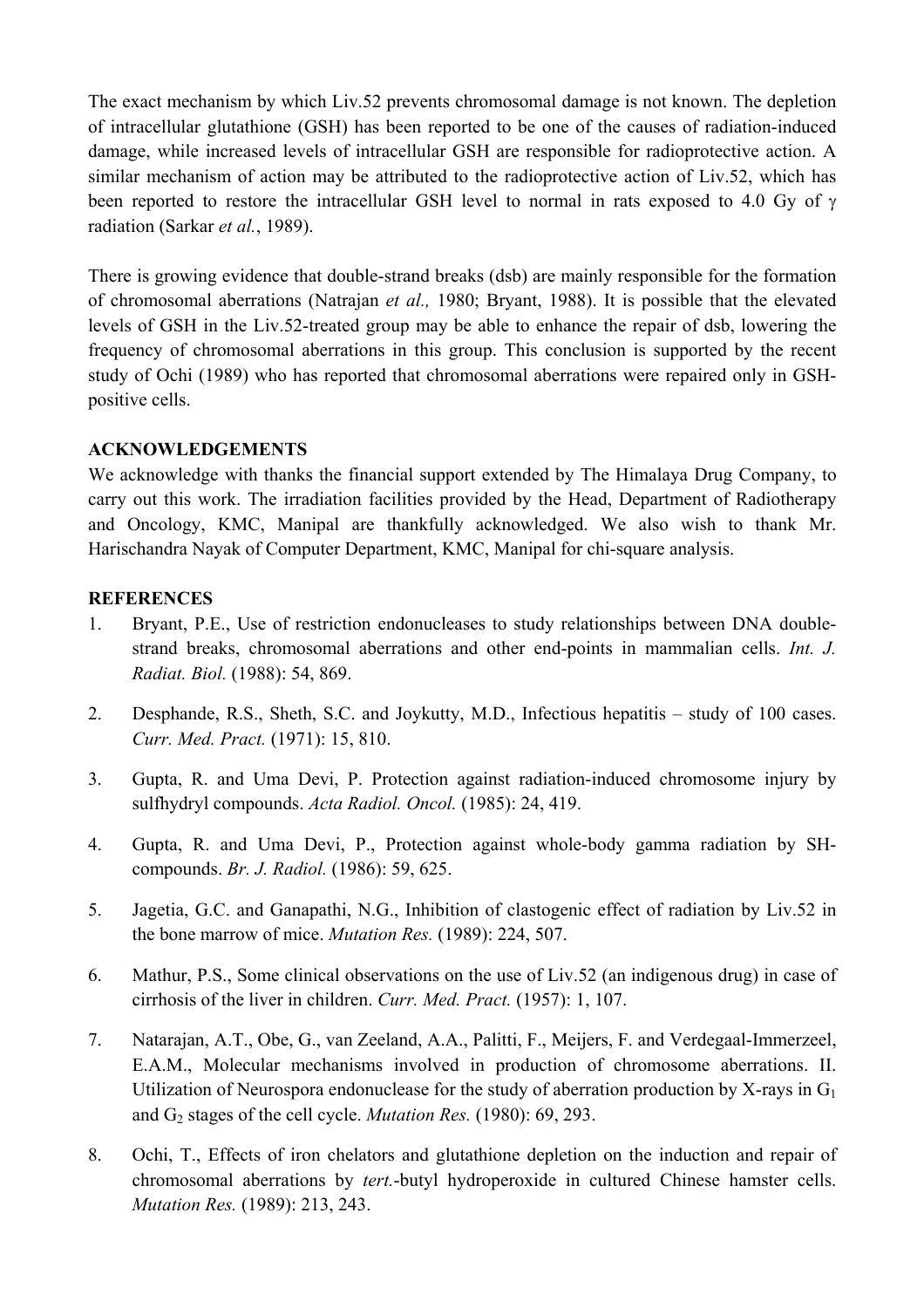The exact mechanism by which Liv.52 prevents chromosomal damage is not known. The depletion of intracellular glutathione (GSH) has been reported to be one of the causes of radiation-induced damage, while increased levels of intracellular GSH are responsible for radioprotective action. A similar mechanism of action may be attributed to the radioprotective action of Liv.52, which has been reported to restore the intracellular GSH level to normal in rats exposed to 4.0 Gy of $\gamma$ radiation (Sarkar *et al.*, 1989).

There is growing evidence that double-strand breaks (dsb) are mainly responsible for the formation of chromosomal aberrations (Natrajan *et al.,* 1980; Bryant, 1988). It is possible that the elevated levels of GSH in the Liv.52-treated group may be able to enhance the repair of dsb, lowering the frequency of chromosomal aberrations in this group. This conclusion is supported by the recent study of Ochi (1989) who has reported that chromosomal aberrations were repaired only in GSH-positive cells.

**ACKNOWLEDGEMENTS**

We acknowledge with thanks the financial support extended by The Himalaya Drug Company, to carry out this work. The irradiation facilities provided by the Head, Department of Radiotherapy and Oncology, KMC, Manipal are thankfully acknowledged. We also wish to thank Mr. Harischandra Nayak of Computer Department, KMC, Manipal for chi-square analysis.

**REFERENCES**

1. Bryant, P.E., Use of restriction endonucleases to study relationships between DNA double-strand breaks, chromosomal aberrations and other end-points in mammalian cells. *Int. J. Radiat. Biol.* (1988): 54, 869.

2. Desphande, R.S., Sheth, S.C. and Joykutty, M.D., Infectious hepatitis – study of 100 cases. *Curr. Med. Pract.* (1971): 15, 810.

3. Gupta, R. and Uma Devi, P. Protection against radiation-induced chromosome injury by sulfhydryl compounds. *Acta Radiol. Oncol.* (1985): 24, 419.

4. Gupta, R. and Uma Devi, P., Protection against whole-body gamma radiation by SH-compounds. *Br. J. Radiol.* (1986): 59, 625.

5. Jagetia, G.C. and Ganapathi, N.G., Inhibition of clastogenic effect of radiation by Liv.52 in the bone marrow of mice. *Mutation Res.* (1989): 224, 507.

6. Mathur, P.S., Some clinical observations on the use of Liv.52 (an indigenous drug) in case of cirrhosis of the liver in children. *Curr. Med. Pract.* (1957): 1, 107.

7. Natarajan, A.T., Obe, G., van Zeeland, A.A., Palitti, F., Meijers, F. and Verdegaal-Immerzeel, E.A.M., Molecular mechanisms involved in production of chromosome aberrations. II. Utilization of Neurospora endonuclease for the study of aberration production by X-rays in $G_1$ and $G_2$ stages of the cell cycle. *Mutation Res.* (1980): 69, 293.

8. Ochi, T., Effects of iron chelators and glutathione depletion on the induction and repair of chromosomal aberrations by *tert.*-butyl hydroperoxide in cultured Chinese hamster cells. *Mutation Res.* (1989): 213, 243.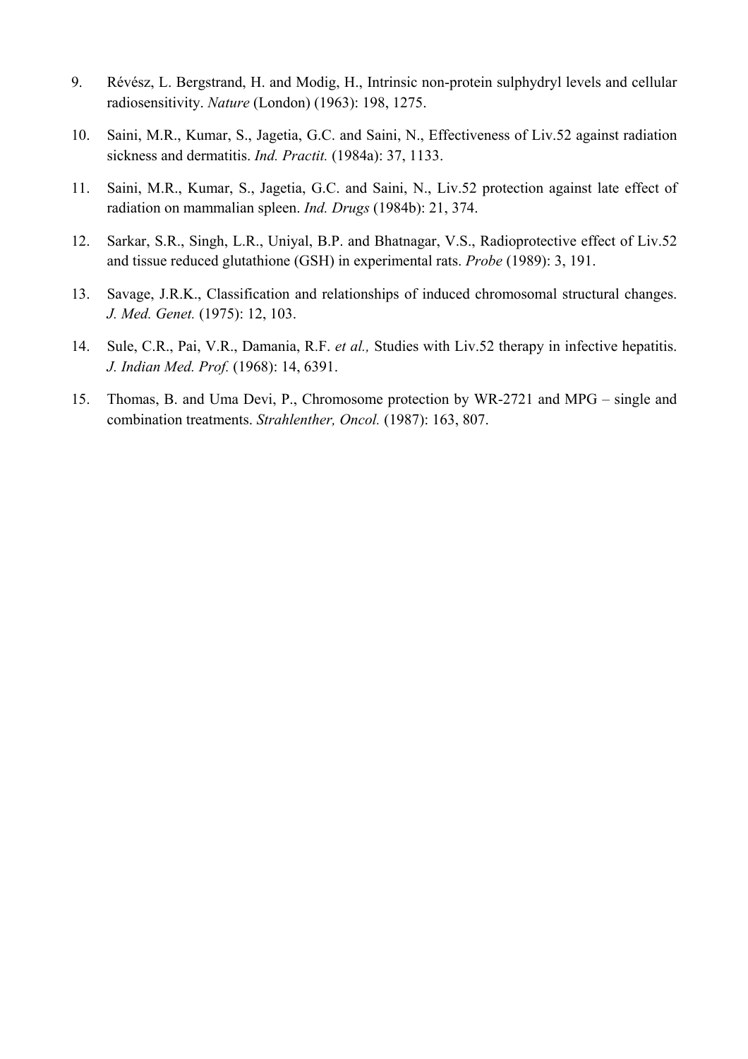9. Révész, L. Bergstrand, H. and Modig, H., Intrinsic non-protein sulphydryl levels and cellular radiosensitivity. *Nature* (London) (1963): 198, 1275.

10. Saini, M.R., Kumar, S., Jagetia, G.C. and Saini, N., Effectiveness of Liv.52 against radiation sickness and dermatitis. *Ind. Practit.* (1984a): 37, 1133.

11. Saini, M.R., Kumar, S., Jagetia, G.C. and Saini, N., Liv.52 protection against late effect of radiation on mammalian spleen. *Ind. Drugs* (1984b): 21, 374.

12. Sarkar, S.R., Singh, L.R., Uniyal, B.P. and Bhatnagar, V.S., Radioprotective effect of Liv.52 and tissue reduced glutathione (GSH) in experimental rats. *Probe* (1989): 3, 191.

13. Savage, J.R.K., Classification and relationships of induced chromosomal structural changes. *J. Med. Genet.* (1975): 12, 103.

14. Sule, C.R., Pai, V.R., Damania, R.F. *et al.,* Studies with Liv.52 therapy in infective hepatitis. *J. Indian Med. Prof.* (1968): 14, 6391.

15. Thomas, B. and Uma Devi, P., Chromosome protection by WR-2721 and MPG – single and combination treatments. *Strahlenther, Oncol.* (1987): 163, 807.